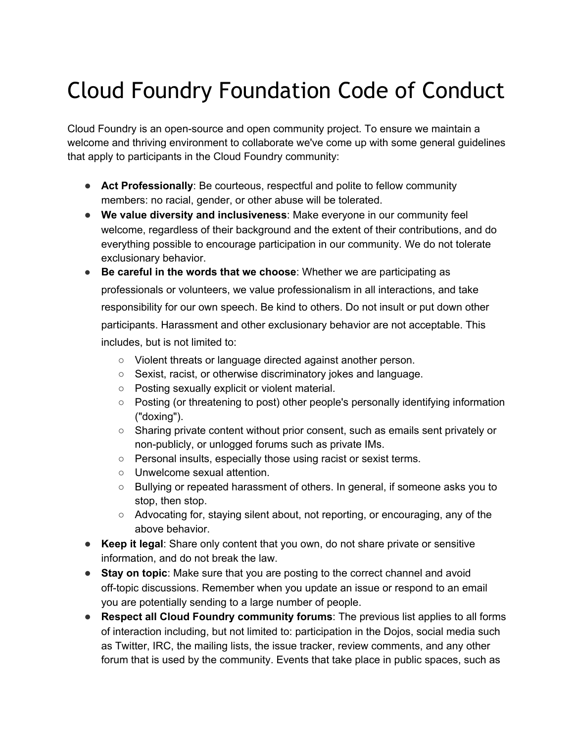# Cloud Foundry Foundation Code of Conduct

Cloud Foundry is an open-source and open community project. To ensure we maintain a welcome and thriving environment to collaborate we've come up with some general guidelines that apply to participants in the Cloud Foundry community:

- **Act Professionally**: Be courteous, respectful and polite to fellow community members: no racial, gender, or other abuse will be tolerated.
- **We value diversity and inclusiveness**: Make everyone in our community feel welcome, regardless of their background and the extent of their contributions, and do everything possible to encourage participation in our community. We do not tolerate exclusionary behavior.
- **Be careful in the words that we choose**: Whether we are participating as professionals or volunteers, we value professionalism in all interactions, and take responsibility for our own speech. Be kind to others. Do not insult or put down other participants. Harassment and other exclusionary behavior are not acceptable. This includes, but is not limited to:
  - Violent threats or language directed against another person.
  - Sexist, racist, or otherwise discriminatory jokes and language.
  - Posting sexually explicit or violent material.
  - Posting (or threatening to post) other people's personally identifying information ("doxing").
  - Sharing private content without prior consent, such as emails sent privately or non-publicly, or unlogged forums such as private IMs.
  - Personal insults, especially those using racist or sexist terms.
  - Unwelcome sexual attention.
  - Bullying or repeated harassment of others. In general, if someone asks you to stop, then stop.
  - Advocating for, staying silent about, not reporting, or encouraging, any of the above behavior.
- **Keep it legal**: Share only content that you own, do not share private or sensitive information, and do not break the law.
- **Stay on topic**: Make sure that you are posting to the correct channel and avoid off-topic discussions. Remember when you update an issue or respond to an email you are potentially sending to a large number of people.
- **Respect all Cloud Foundry community forums**: The previous list applies to all forms of interaction including, but not limited to: participation in the Dojos, social media such as Twitter, IRC, the mailing lists, the issue tracker, review comments, and any other forum that is used by the community. Events that take place in public spaces, such as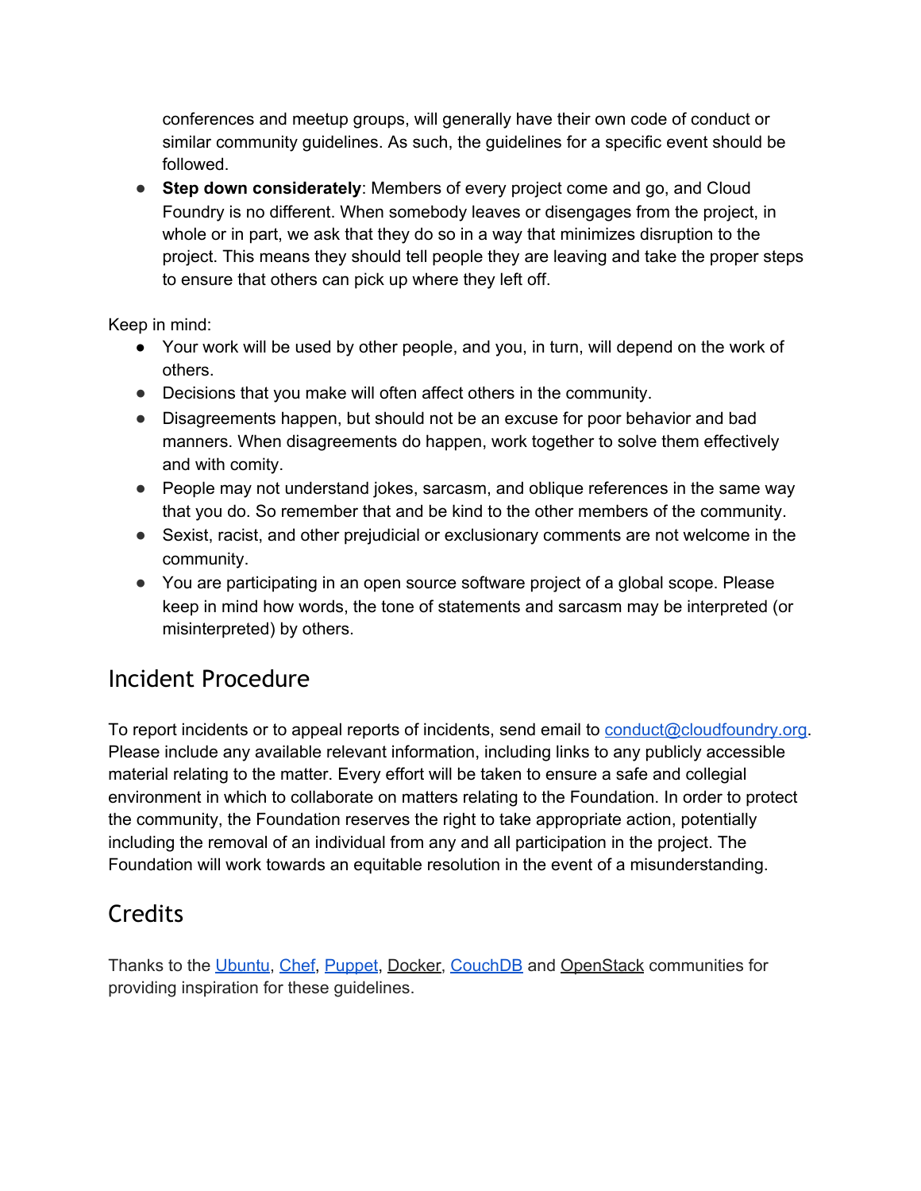conferences and meetup groups, will generally have their own code of conduct or similar community guidelines. As such, the guidelines for a specific event should be followed.

- **Step down considerately**: Members of every project come and go, and Cloud Foundry is no different. When somebody leaves or disengages from the project, in whole or in part, we ask that they do so in a way that minimizes disruption to the project. This means they should tell people they are leaving and take the proper steps to ensure that others can pick up where they left off.

Keep in mind:

- Your work will be used by other people, and you, in turn, will depend on the work of others.
- Decisions that you make will often affect others in the community.
- Disagreements happen, but should not be an excuse for poor behavior and bad manners. When disagreements do happen, work together to solve them effectively and with comity.
- People may not understand jokes, sarcasm, and oblique references in the same way that you do. So remember that and be kind to the other members of the community.
- Sexist, racist, and other prejudicial or exclusionary comments are not welcome in the community.
- You are participating in an open source software project of a global scope. Please keep in mind how words, the tone of statements and sarcasm may be interpreted (or misinterpreted) by others.

## Incident Procedure

To report incidents or to appeal reports of incidents, send email to [conduct@cloudfoundry.org](mailto:conduct@cloudfoundry.org). Please include any available relevant information, including links to any publicly accessible material relating to the matter. Every effort will be taken to ensure a safe and collegial environment in which to collaborate on matters relating to the Foundation. In order to protect the community, the Foundation reserves the right to take appropriate action, potentially including the removal of an individual from any and all participation in the project. The Foundation will work towards an equitable resolution in the event of a misunderstanding.

## Credits

Thanks to the Ubuntu, Chef, Puppet, Docker, CouchDB and OpenStack communities for providing inspiration for these guidelines.